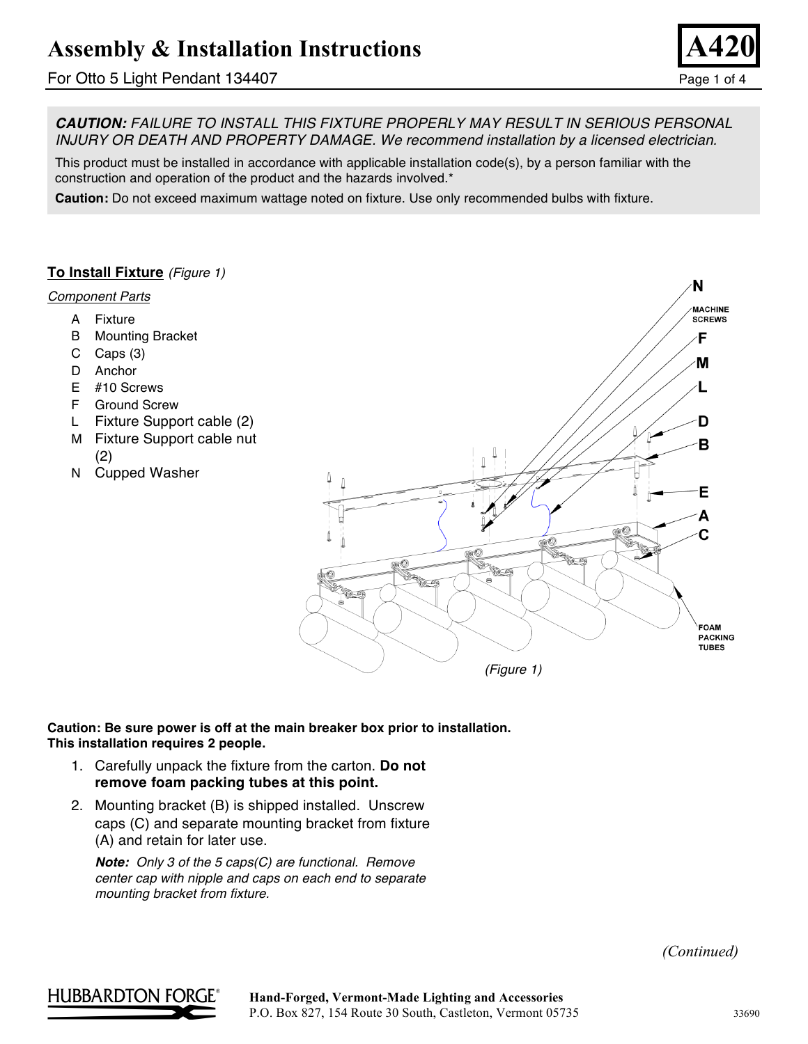# Assembly & Installation Instructions

For Otto 5 Light Pendant 134407

**A420**

***CAUTION:*** *FAILURE TO INSTALL THIS FIXTURE PROPERLY MAY RESULT IN SERIOUS PERSONAL INJURY OR DEATH AND PROPERTY DAMAGE. We recommend installation by a licensed electrician.*

This product must be installed in accordance with applicable installation code(s), by a person familiar with the construction and operation of the product and the hazards involved.*

**Caution:** Do not exceed maximum wattage noted on fixture. Use only recommended bulbs with fixture.

## To Install Fixture *(Figure 1)*

*Component Parts*

- A Fixture
- B Mounting Bracket
- C Caps (3)
- D Anchor
- E #10 Screws
- F Ground Screw
- L Fixture Support cable (2)
- M Fixture Support cable nut (2)
- N Cupped Washer

N MACHINE SCREWS, F, M, L, D, B, E, A, C, FOAM PACKING TUBES

*(Figure 1)*

**Caution: Be sure power is off at the main breaker box prior to installation. This installation requires 2 people.**

1. Carefully unpack the fixture from the carton. **Do not remove foam packing tubes at this point.**
2. Mounting bracket (B) is shipped installed. Unscrew caps (C) and separate mounting bracket from fixture (A) and retain for later use.

   ***Note:*** *Only 3 of the 5 caps(C) are functional. Remove center cap with nipple and caps on each end to separate mounting bracket from fixture.*

*(Continued)*

HUBBARDTON FORGE®

**Hand-Forged, Vermont-Made Lighting and Accessories**
P.O. Box 827, 154 Route 30 South, Castleton, Vermont 05735

33690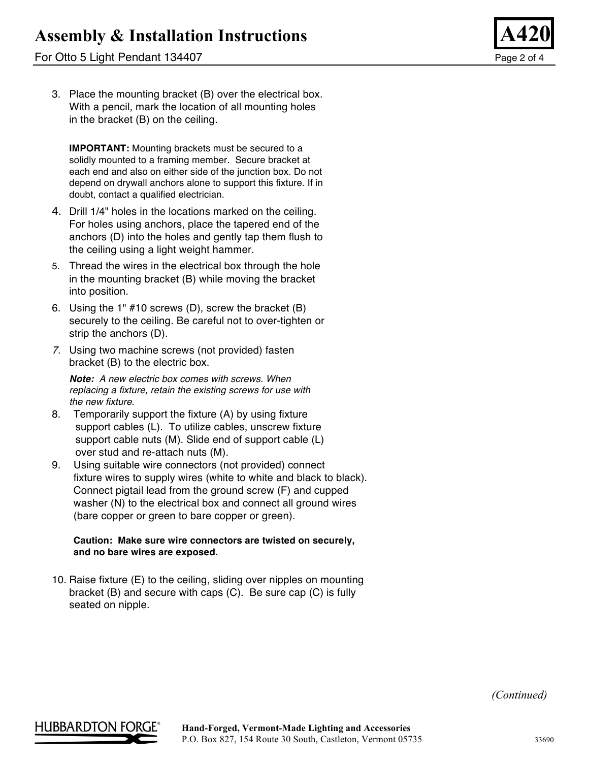3. Place the mounting bracket (B) over the electrical box. With a pencil, mark the location of all mounting holes in the bracket (B) on the ceiling.

   **IMPORTANT:** Mounting brackets must be secured to a solidly mounted to a framing member. Secure bracket at each end and also on either side of the junction box. Do not depend on drywall anchors alone to support this fixture. If in doubt, contact a qualified electrician.

4. Drill 1/4" holes in the locations marked on the ceiling. For holes using anchors, place the tapered end of the anchors (D) into the holes and gently tap them flush to the ceiling using a light weight hammer.
5. Thread the wires in the electrical box through the hole in the mounting bracket (B) while moving the bracket into position.
6. Using the 1" #10 screws (D), screw the bracket (B) securely to the ceiling. Be careful not to over-tighten or strip the anchors (D).
7. Using two machine screws (not provided) fasten bracket (B) to the electric box.

   ***Note:*** *A new electric box comes with screws. When replacing a fixture, retain the existing screws for use with the new fixture.*

8. Temporarily support the fixture (A) by using fixture support cables (L). To utilize cables, unscrew fixture support cable nuts (M). Slide end of support cable (L) over stud and re-attach nuts (M).
9. Using suitable wire connectors (not provided) connect fixture wires to supply wires (white to white and black to black). Connect pigtail lead from the ground screw (F) and cupped washer (N) to the electrical box and connect all ground wires (bare copper or green to bare copper or green).

   **Caution: Make sure wire connectors are twisted on securely, and no bare wires are exposed.**

10. Raise fixture (E) to the ceiling, sliding over nipples on mounting bracket (B) and secure with caps (C). Be sure cap (C) is fully seated on nipple.

*(Continued)*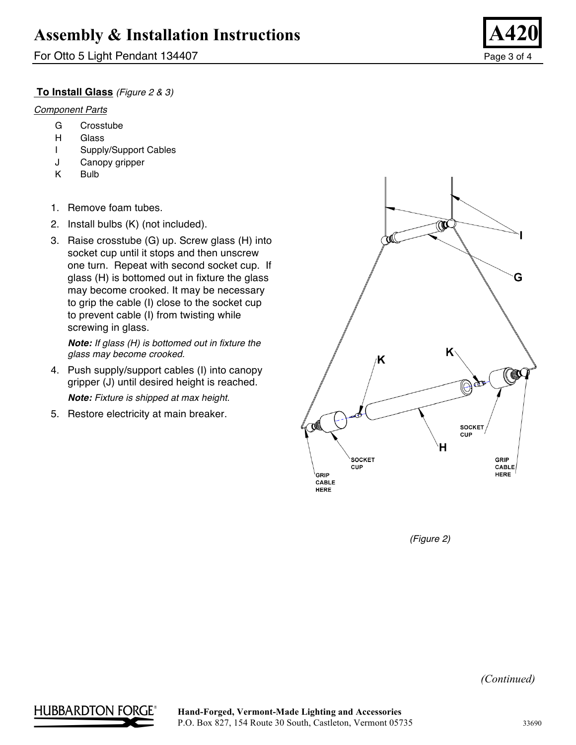## To Install Glass *(Figure 2 & 3)*

*Component Parts*

- G Crosstube
- H Glass
- I Supply/Support Cables
- J Canopy gripper
- K Bulb

1. Remove foam tubes.
2. Install bulbs (K) (not included).
3. Raise crosstube (G) up. Screw glass (H) into socket cup until it stops and then unscrew one turn. Repeat with second socket cup. If glass (H) is bottomed out in fixture the glass may become crooked. It may be necessary to grip the cable (I) close to the socket cup to prevent cable (I) from twisting while screwing in glass.

   ***Note:*** *If glass (H) is bottomed out in fixture the glass may become crooked.*

4. Push supply/support cables (I) into canopy gripper (J) until desired height is reached.

   ***Note:*** *Fixture is shipped at max height.*

5. Restore electricity at main breaker.

I G K K SOCKET CUP H SOCKET CUP GRIP CABLE HERE GRIP CABLE HERE

*(Figure 2)*

*(Continued)*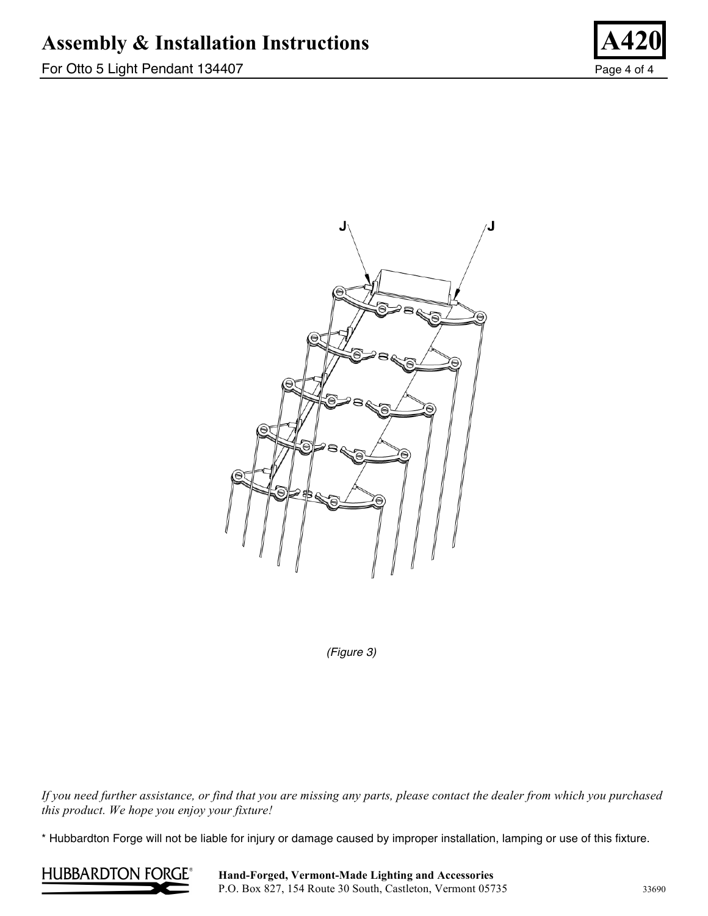J

J

(Figure 3)

*If you need further assistance, or find that you are missing any parts, please contact the dealer from which you purchased this product. We hope you enjoy your fixture!*

* Hubbardton Forge will not be liable for injury or damage caused by improper installation, lamping or use of this fixture.

HUBBARDTON FORGE®

**Hand-Forged, Vermont-Made Lighting and Accessories**
P.O. Box 827, 154 Route 30 South, Castleton, Vermont 05735

33690